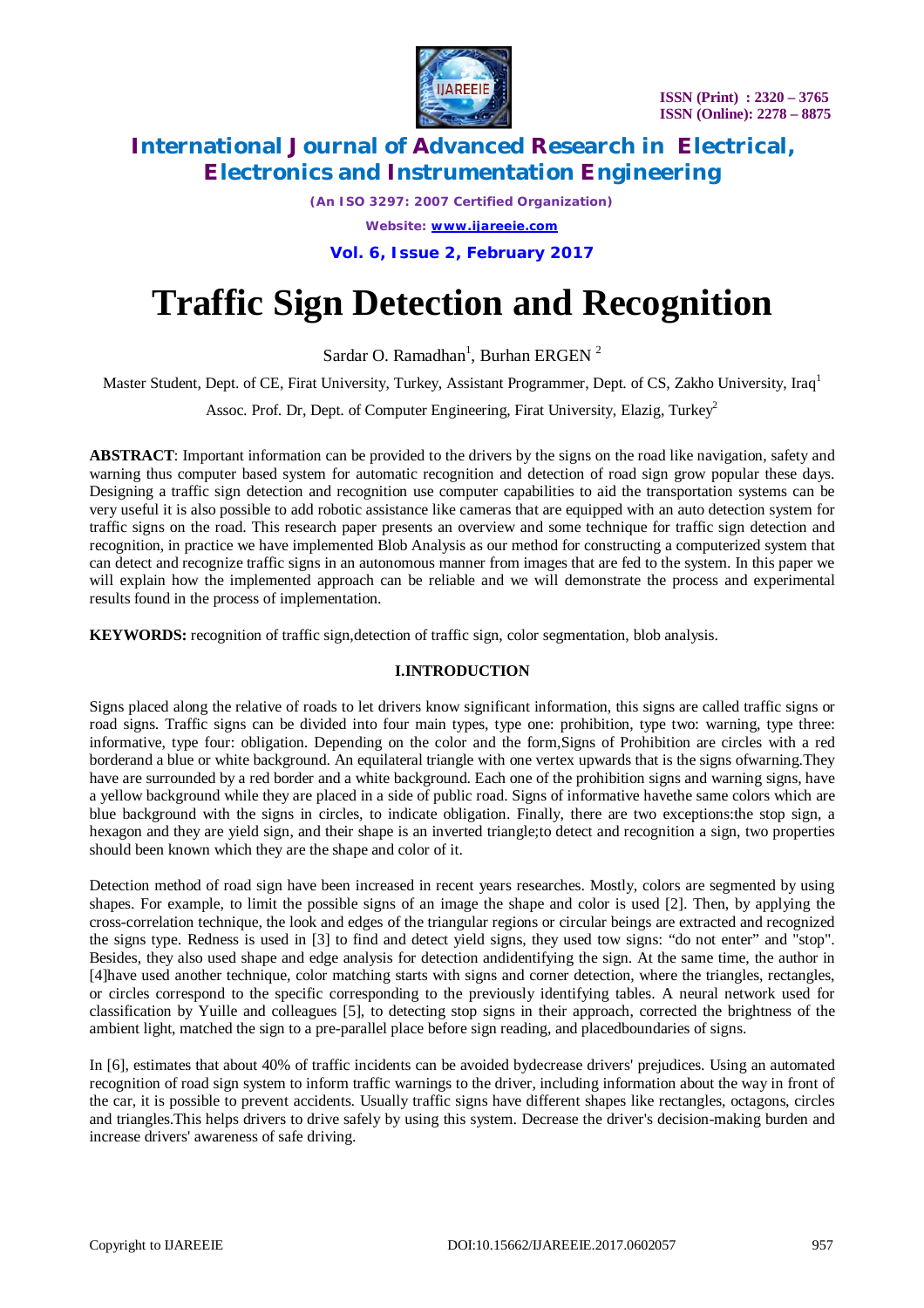# Traffic Sign Detection and Recognition

Sardar O. Ramadhan[1], Burhan ERGEN [2]

Master Student, Dept. of CE, Firat University, Turkey, Assistant Programmer, Dept. of CS, Zakho University, Iraq[1]

Assoc. Prof. Dr, Dept. of Computer Engineering, Firat University, Elazig, Turkey[2]

**ABSTRACT**: Important information can be provided to the drivers by the signs on the road like navigation, safety and warning thus computer based system for automatic recognition and detection of road sign grow popular these days. Designing a traffic sign detection and recognition use computer capabilities to aid the transportation systems can be very useful it is also possible to add robotic assistance like cameras that are equipped with an auto detection system for traffic signs on the road. This research paper presents an overview and some technique for traffic sign detection and recognition, in practice we have implemented Blob Analysis as our method for constructing a computerized system that can detect and recognize traffic signs in an autonomous manner from images that are fed to the system. In this paper we will explain how the implemented approach can be reliable and we will demonstrate the process and experimental results found in the process of implementation.

**KEYWORDS:** recognition of traffic sign,detection of traffic sign, color segmentation, blob analysis.

## I.INTRODUCTION

Signs placed along the relative of roads to let drivers know significant information, this signs are called traffic signs or road signs. Traffic signs can be divided into four main types, type one: prohibition, type two: warning, type three: informative, type four: obligation. Depending on the color and the form,Signs of Prohibition are circles with a red borderand a blue or white background. An equilateral triangle with one vertex upwards that is the signs ofwarning.They have are surrounded by a red border and a white background. Each one of the prohibition signs and warning signs, have a yellow background while they are placed in a side of public road. Signs of informative havethe same colors which are blue background with the signs in circles, to indicate obligation. Finally, there are two exceptions:the stop sign, a hexagon and they are yield sign, and their shape is an inverted triangle;to detect and recognition a sign, two properties should been known which they are the shape and color of it.

Detection method of road sign have been increased in recent years researches. Mostly, colors are segmented by using shapes. For example, to limit the possible signs of an image the shape and color is used [2]. Then, by applying the cross-correlation technique, the look and edges of the triangular regions or circular beings are extracted and recognized the signs type. Redness is used in [3] to find and detect yield signs, they used tow signs: "do not enter" and "stop". Besides, they also used shape and edge analysis for detection andidentifying the sign. At the same time, the author in [4]have used another technique, color matching starts with signs and corner detection, where the triangles, rectangles, or circles correspond to the specific corresponding to the previously identifying tables. A neural network used for classification by Yuille and colleagues [5], to detecting stop signs in their approach, corrected the brightness of the ambient light, matched the sign to a pre-parallel place before sign reading, and placedboundaries of signs.

In [6], estimates that about 40% of traffic incidents can be avoided bydecrease drivers' prejudices. Using an automated recognition of road sign system to inform traffic warnings to the driver, including information about the way in front of the car, it is possible to prevent accidents. Usually traffic signs have different shapes like rectangles, octagons, circles and triangles.This helps drivers to drive safely by using this system. Decrease the driver's decision-making burden and increase drivers' awareness of safe driving.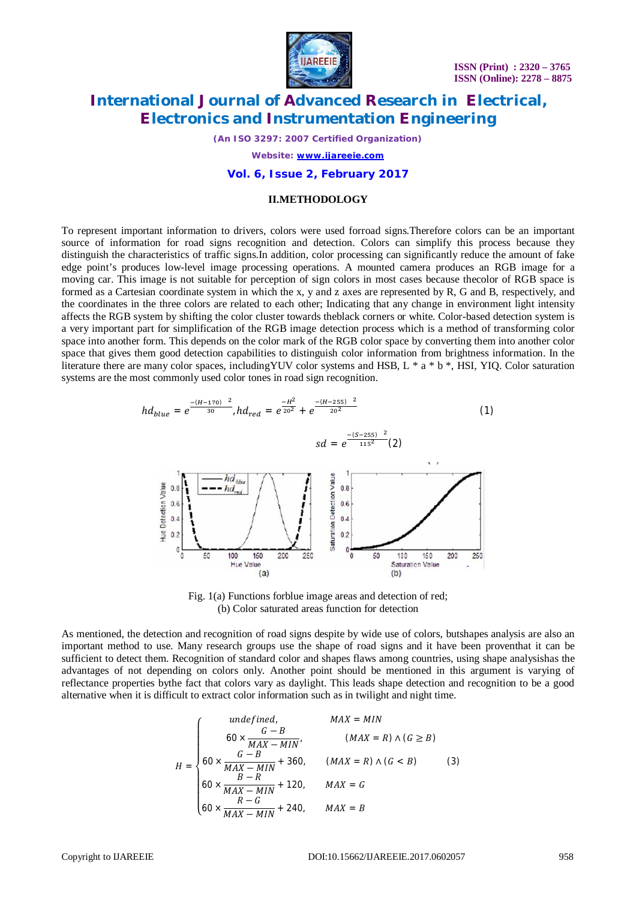## II.METHODOLOGY

To represent important information to drivers, colors were used forroad signs.Therefore colors can be an important source of information for road signs recognition and detection. Colors can simplify this process because they distinguish the characteristics of traffic signs.In addition, color processing can significantly reduce the amount of fake edge point's produces low-level image processing operations. A mounted camera produces an RGB image for a moving car. This image is not suitable for perception of sign colors in most cases because thecolor of RGB space is formed as a Cartesian coordinate system in which the x, y and z axes are represented by R, G and B, respectively, and the coordinates in the three colors are related to each other; Indicating that any change in environment light intensity affects the RGB system by shifting the color cluster towards theblack corners or white. Color-based detection system is a very important part for simplification of the RGB image detection process which is a method of transforming color space into another form. This depends on the color mark of the RGB color space by converting them into another color space that gives them good detection capabilities to distinguish color information from brightness information. In the literature there are many color spaces, includingYUV color systems and HSB, L * a * b *, HSI, YIQ. Color saturation systems are the most commonly used color tones in road sign recognition.

$$hd_{blue} = e^{\frac{-(H-170)}{30}^{2}}, hd_{red} = e^{\frac{-H^2}{20^2}} + e^{\frac{-(H-255)}{20^2}^{2}} \quad (1)$$

$$sd = e^{\frac{-(S-255)}{115^2}^{2}} \quad (2)$$

Fig. 1(a) Functions forblue image areas and detection of red; (b) Color saturated areas function for detection

As mentioned, the detection and recognition of road signs despite by wide use of colors, butshapes analysis are also an important method to use. Many research groups use the shape of road signs and it have been proventhat it can be sufficient to detect them. Recognition of standard color and shapes flaws among countries, using shape analysishas the advantages of not depending on colors only. Another point should be mentioned in this argument is varying of reflectance properties bythe fact that colors vary as daylight. This leads shape detection and recognition to be a good alternative when it is difficult to extract color information such as in twilight and night time.

$$H = \begin{cases} undefined, & MAX = MIN \\ 60 \times \frac{G-B}{MAX-MIN}, & (MAX = R) \wedge (G \geq B) \\ 60 \times \frac{G-B}{MAX-MIN} + 360, & (MAX = R) \wedge (G < B) \\ 60 \times \frac{B-R}{MAX-MIN} + 120, & MAX = G \\ 60 \times \frac{R-G}{MAX-MIN} + 240, & MAX = B \end{cases} \quad (3)$$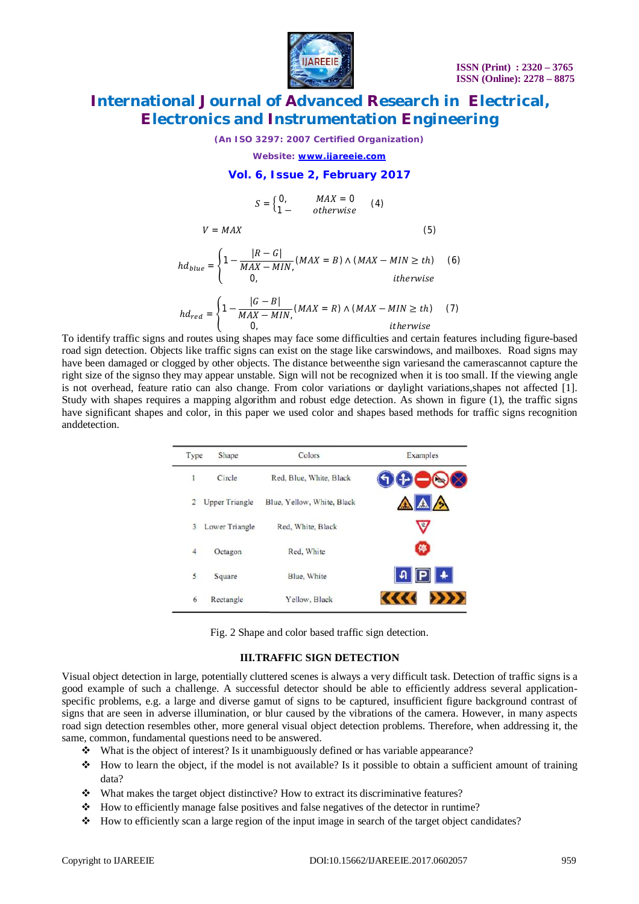$$S = \begin{cases} 0, & MAX = 0 \\ 1 - & otherwise \end{cases} \quad (4)$$

$$V = MAX \quad (5)$$

$$hd_{blue} = \begin{cases} 1 - \frac{|R - G|}{MAX - MIN,} (MAX = B) \wedge (MAX - MIN \geq th) \\ 0, \quad itherwise \end{cases} \quad (6)$$

$$hd_{red} = \begin{cases} 1 - \frac{|G - B|}{MAX - MIN,} (MAX = R) \wedge (MAX - MIN \geq th) \\ 0, \quad itherwise \end{cases} \quad (7)$$

To identify traffic signs and routes using shapes may face some difficulties and certain features including figure-based road sign detection. Objects like traffic signs can exist on the stage like carswindows, and mailboxes. Road signs may have been damaged or clogged by other objects. The distance betweenthe sign variesand the camerascannot capture the right size of the signso they may appear unstable. Sign will not be recognized when it is too small. If the viewing angle is not overhead, feature ratio can also change. From color variations or daylight variations,shapes not affected [1]. Study with shapes requires a mapping algorithm and robust edge detection. As shown in figure (1), the traffic signs have significant shapes and color, in this paper we used color and shapes based methods for traffic signs recognition anddetection.

| Type | Shape | Colors | Examples |
|---|---|---|---|
| 1 | Circle | Red, Blue, White, Black | |
| 2 | Upper Triangle | Blue, Yellow, White, Black | |
| 3 | Lower Triangle | Red, White, Black | |
| 4 | Octagon | Red, White | |
| 5 | Square | Blue, White | |
| 6 | Rectangle | Yellow, Black | |

Fig. 2 Shape and color based traffic sign detection.

## III.TRAFFIC SIGN DETECTION

Visual object detection in large, potentially cluttered scenes is always a very difficult task. Detection of traffic signs is a good example of such a challenge. A successful detector should be able to efficiently address several application-specific problems, e.g. a large and diverse gamut of signs to be captured, insufficient figure background contrast of signs that are seen in adverse illumination, or blur caused by the vibrations of the camera. However, in many aspects road sign detection resembles other, more general visual object detection problems. Therefore, when addressing it, the same, common, fundamental questions need to be answered.

- What is the object of interest? Is it unambiguously defined or has variable appearance?
- How to learn the object, if the model is not available? Is it possible to obtain a sufficient amount of training data?
- What makes the target object distinctive? How to extract its discriminative features?
- How to efficiently manage false positives and false negatives of the detector in runtime?
- How to efficiently scan a large region of the input image in search of the target object candidates?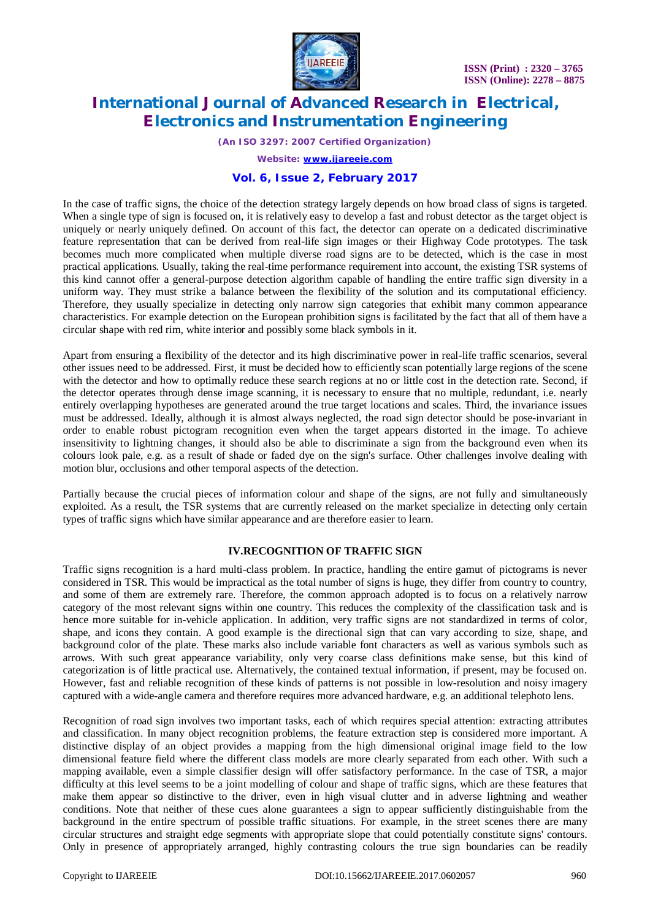In the case of traffic signs, the choice of the detection strategy largely depends on how broad class of signs is targeted. When a single type of sign is focused on, it is relatively easy to develop a fast and robust detector as the target object is uniquely or nearly uniquely defined. On account of this fact, the detector can operate on a dedicated discriminative feature representation that can be derived from real-life sign images or their Highway Code prototypes. The task becomes much more complicated when multiple diverse road signs are to be detected, which is the case in most practical applications. Usually, taking the real-time performance requirement into account, the existing TSR systems of this kind cannot offer a general-purpose detection algorithm capable of handling the entire traffic sign diversity in a uniform way. They must strike a balance between the flexibility of the solution and its computational efficiency. Therefore, they usually specialize in detecting only narrow sign categories that exhibit many common appearance characteristics. For example detection on the European prohibition signs is facilitated by the fact that all of them have a circular shape with red rim, white interior and possibly some black symbols in it.

Apart from ensuring a flexibility of the detector and its high discriminative power in real-life traffic scenarios, several other issues need to be addressed. First, it must be decided how to efficiently scan potentially large regions of the scene with the detector and how to optimally reduce these search regions at no or little cost in the detection rate. Second, if the detector operates through dense image scanning, it is necessary to ensure that no multiple, redundant, i.e. nearly entirely overlapping hypotheses are generated around the true target locations and scales. Third, the invariance issues must be addressed. Ideally, although it is almost always neglected, the road sign detector should be pose-invariant in order to enable robust pictogram recognition even when the target appears distorted in the image. To achieve insensitivity to lightning changes, it should also be able to discriminate a sign from the background even when its colours look pale, e.g. as a result of shade or faded dye on the sign's surface. Other challenges involve dealing with motion blur, occlusions and other temporal aspects of the detection.

Partially because the crucial pieces of information colour and shape of the signs, are not fully and simultaneously exploited. As a result, the TSR systems that are currently released on the market specialize in detecting only certain types of traffic signs which have similar appearance and are therefore easier to learn.

## IV.RECOGNITION OF TRAFFIC SIGN

Traffic signs recognition is a hard multi-class problem. In practice, handling the entire gamut of pictograms is never considered in TSR. This would be impractical as the total number of signs is huge, they differ from country to country, and some of them are extremely rare. Therefore, the common approach adopted is to focus on a relatively narrow category of the most relevant signs within one country. This reduces the complexity of the classification task and is hence more suitable for in-vehicle application. In addition, very traffic signs are not standardized in terms of color, shape, and icons they contain. A good example is the directional sign that can vary according to size, shape, and background color of the plate. These marks also include variable font characters as well as various symbols such as arrows. With such great appearance variability, only very coarse class definitions make sense, but this kind of categorization is of little practical use. Alternatively, the contained textual information, if present, may be focused on. However, fast and reliable recognition of these kinds of patterns is not possible in low-resolution and noisy imagery captured with a wide-angle camera and therefore requires more advanced hardware, e.g. an additional telephoto lens.

Recognition of road sign involves two important tasks, each of which requires special attention: extracting attributes and classification. In many object recognition problems, the feature extraction step is considered more important. A distinctive display of an object provides a mapping from the high dimensional original image field to the low dimensional feature field where the different class models are more clearly separated from each other. With such a mapping available, even a simple classifier design will offer satisfactory performance. In the case of TSR, a major difficulty at this level seems to be a joint modelling of colour and shape of traffic signs, which are these features that make them appear so distinctive to the driver, even in high visual clutter and in adverse lightning and weather conditions. Note that neither of these cues alone guarantees a sign to appear sufficiently distinguishable from the background in the entire spectrum of possible traffic situations. For example, in the street scenes there are many circular structures and straight edge segments with appropriate slope that could potentially constitute signs' contours. Only in presence of appropriately arranged, highly contrasting colours the true sign boundaries can be readily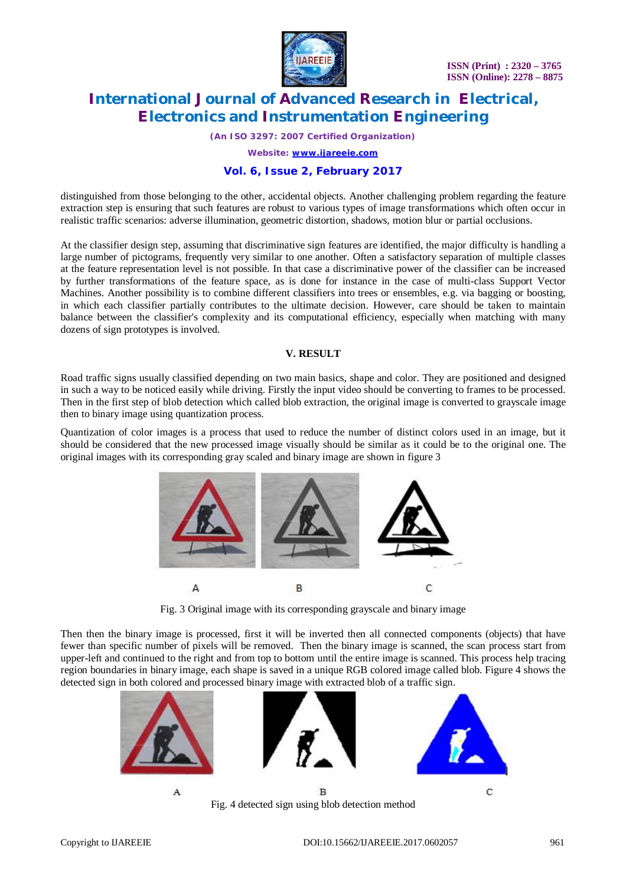distinguished from those belonging to the other, accidental objects. Another challenging problem regarding the feature extraction step is ensuring that such features are robust to various types of image transformations which often occur in realistic traffic scenarios: adverse illumination, geometric distortion, shadows, motion blur or partial occlusions.

At the classifier design step, assuming that discriminative sign features are identified, the major difficulty is handling a large number of pictograms, frequently very similar to one another. Often a satisfactory separation of multiple classes at the feature representation level is not possible. In that case a discriminative power of the classifier can be increased by further transformations of the feature space, as is done for instance in the case of multi-class Support Vector Machines. Another possibility is to combine different classifiers into trees or ensembles, e.g. via bagging or boosting, in which each classifier partially contributes to the ultimate decision. However, care should be taken to maintain balance between the classifier's complexity and its computational efficiency, especially when matching with many dozens of sign prototypes is involved.

## V. RESULT

Road traffic signs usually classified depending on two main basics, shape and color. They are positioned and designed in such a way to be noticed easily while driving. Firstly the input video should be converting to frames to be processed. Then in the first step of blob detection which called blob extraction, the original image is converted to grayscale image then to binary image using quantization process.

Quantization of color images is a process that used to reduce the number of distinct colors used in an image, but it should be considered that the new processed image visually should be similar as it could be to the original one. The original images with its corresponding gray scaled and binary image are shown in figure 3

A B C

Fig. 3 Original image with its corresponding grayscale and binary image

Then then the binary image is processed, first it will be inverted then all connected components (objects) that have fewer than specific number of pixels will be removed. Then the binary image is scanned, the scan process start from upper-left and continued to the right and from top to bottom until the entire image is scanned. This process help tracing region boundaries in binary image, each shape is saved in a unique RGB colored image called blob. Figure 4 shows the detected sign in both colored and processed binary image with extracted blob of a traffic sign.

A B C

Fig. 4 detected sign using blob detection method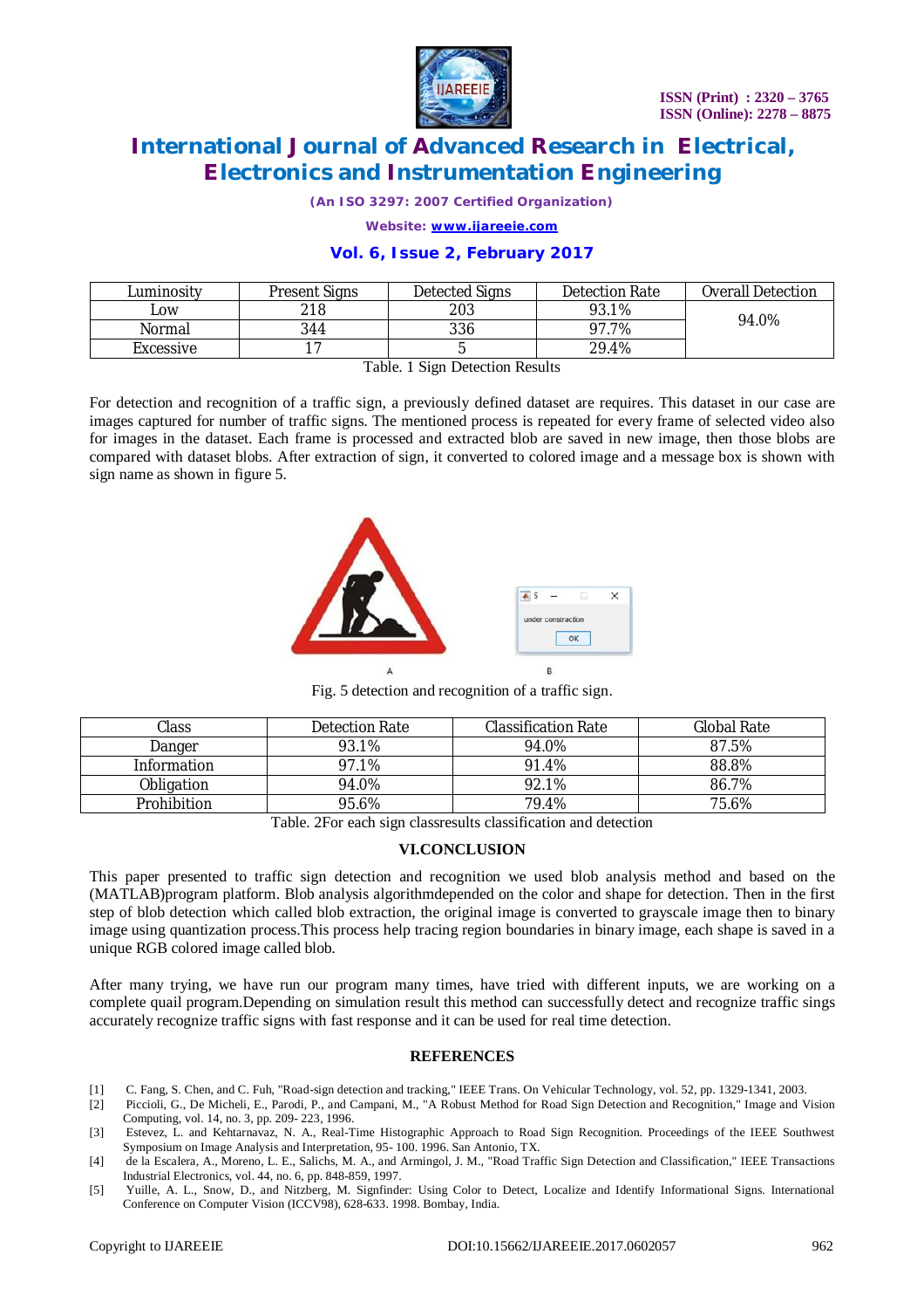| Luminosity | Present Signs | Detected Signs | Detection Rate | Overall Detection |
|---|---|---|---|---|
| Low | 218 | 203 | 93.1% | 94.0% |
| Normal | 344 | 336 | 97.7% | |
| Excessive | 17 | 5 | 29.4% | |

Table. 1 Sign Detection Results

For detection and recognition of a traffic sign, a previously defined dataset are requires. This dataset in our case are images captured for number of traffic signs. The mentioned process is repeated for every frame of selected video also for images in the dataset. Each frame is processed and extracted blob are saved in new image, then those blobs are compared with dataset blobs. After extraction of sign, it converted to colored image and a message box is shown with sign name as shown in figure 5.

Fig. 5 detection and recognition of a traffic sign.

| Class | Detection Rate | Classification Rate | Global Rate |
|---|---|---|---|
| Danger | 93.1% | 94.0% | 87.5% |
| Information | 97.1% | 91.4% | 88.8% |
| Obligation | 94.0% | 92.1% | 86.7% |
| Prohibition | 95.6% | 79.4% | 75.6% |

Table. 2For each sign classresults classification and detection

## VI.CONCLUSION

This paper presented to traffic sign detection and recognition we used blob analysis method and based on the (MATLAB)program platform. Blob analysis algorithmdepended on the color and shape for detection. Then in the first step of blob detection which called blob extraction, the original image is converted to grayscale image then to binary image using quantization process.This process help tracing region boundaries in binary image, each shape is saved in a unique RGB colored image called blob.

After many trying, we have run our program many times, have tried with different inputs, we are working on a complete quail program.Depending on simulation result this method can successfully detect and recognize traffic sings accurately recognize traffic signs with fast response and it can be used for real time detection.

## REFERENCES

[1] C. Fang, S. Chen, and C. Fuh, "Road-sign detection and tracking," IEEE Trans. On Vehicular Technology, vol. 52, pp. 1329-1341, 2003.

[2] Piccioli, G., De Micheli, E., Parodi, P., and Campani, M., "A Robust Method for Road Sign Detection and Recognition," Image and Vision Computing, vol. 14, no. 3, pp. 209- 223, 1996.

[3] Estevez, L. and Kehtarnavaz, N. A., Real-Time Histographic Approach to Road Sign Recognition. Proceedings of the IEEE Southwest Symposium on Image Analysis and Interpretation, 95- 100. 1996. San Antonio, TX.

[4] de la Escalera, A., Moreno, L. E., Salichs, M. A., and Armingol, J. M., "Road Traffic Sign Detection and Classification," IEEE Transactions Industrial Electronics, vol. 44, no. 6, pp. 848-859, 1997.

[5] Yuille, A. L., Snow, D., and Nitzberg, M. Signfinder: Using Color to Detect, Localize and Identify Informational Signs. International Conference on Computer Vision (ICCV98), 628-633. 1998. Bombay, India.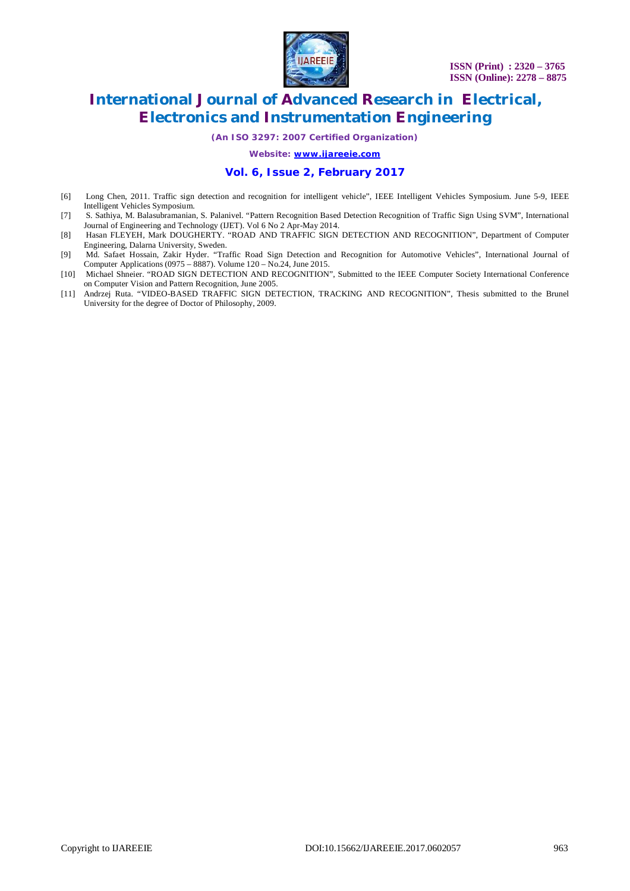[6] Long Chen, 2011. Traffic sign detection and recognition for intelligent vehicle", IEEE Intelligent Vehicles Symposium. June 5-9, IEEE Intelligent Vehicles Symposium.

[7] S. Sathiya, M. Balasubramanian, S. Palanivel. "Pattern Recognition Based Detection Recognition of Traffic Sign Using SVM", International Journal of Engineering and Technology (IJET). Vol 6 No 2 Apr-May 2014.

[8] Hasan FLEYEH, Mark DOUGHERTY. "ROAD AND TRAFFIC SIGN DETECTION AND RECOGNITION", Department of Computer Engineering, Dalarna University, Sweden.

[9] Md. Safaet Hossain, Zakir Hyder. "Traffic Road Sign Detection and Recognition for Automotive Vehicles", International Journal of Computer Applications (0975 – 8887). Volume 120 – No.24, June 2015.

[10] Michael Shneier. "ROAD SIGN DETECTION AND RECOGNITION", Submitted to the IEEE Computer Society International Conference on Computer Vision and Pattern Recognition, June 2005.

[11] Andrzej Ruta. "VIDEO-BASED TRAFFIC SIGN DETECTION, TRACKING AND RECOGNITION", Thesis submitted to the Brunel University for the degree of Doctor of Philosophy, 2009.